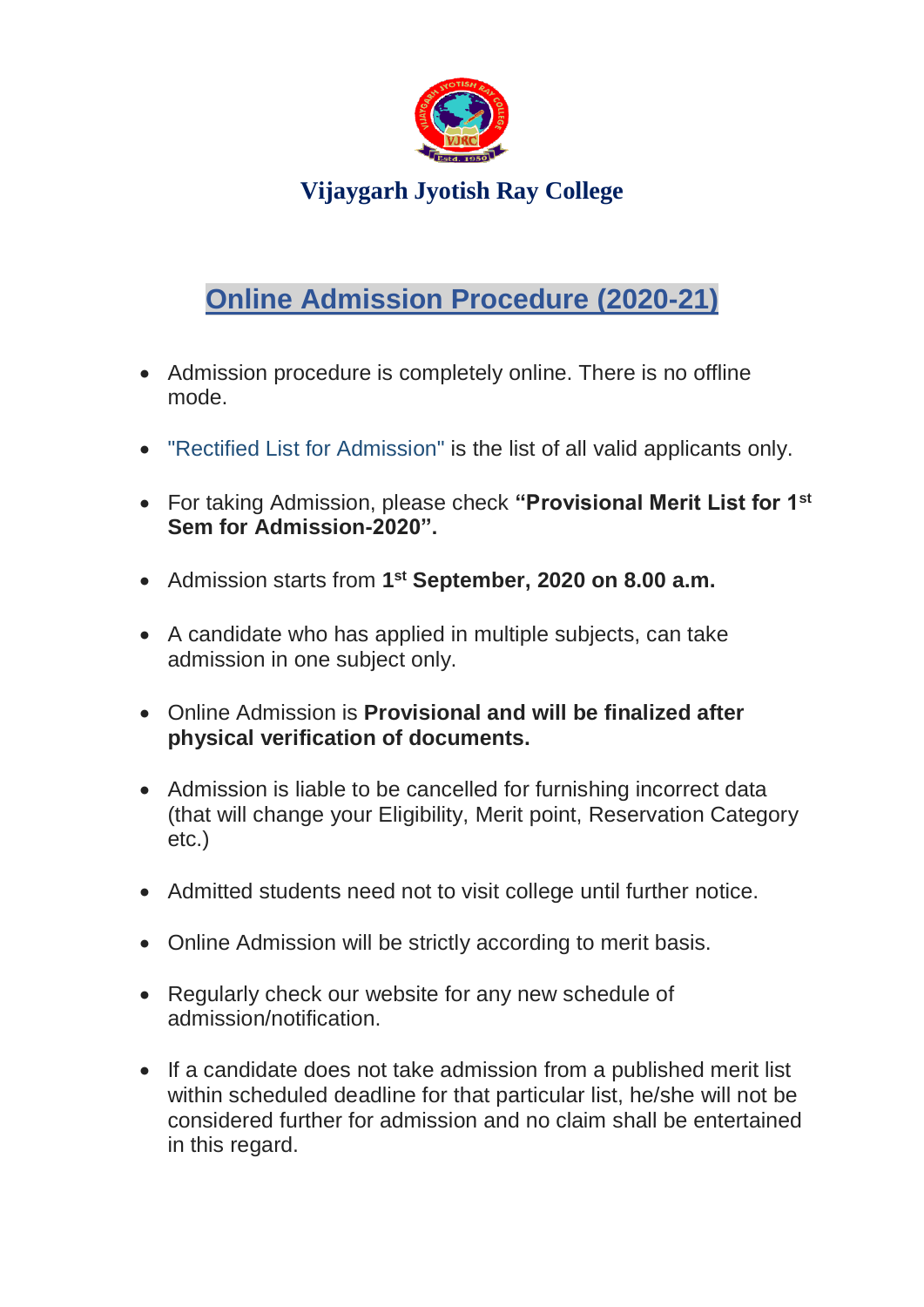# Vijaygarh Jyotish Ray College

## Online Admission Procedure (2020-21)

- Admission procedure is completely online. There is no offline mode.
- "Rectified List for Admission" is the list of all valid applicants only.
- For taking Admission, please check **"Provisional Merit List for 1st Sem for Admission-2020".**
- Admission starts from **1st September, 2020 on 8.00 a.m.**
- A candidate who has applied in multiple subjects, can take admission in one subject only.
- Online Admission is **Provisional and will be finalized after physical verification of documents.**
- Admission is liable to be cancelled for furnishing incorrect data (that will change your Eligibility, Merit point, Reservation Category etc.)
- Admitted students need not to visit college until further notice.
- Online Admission will be strictly according to merit basis.
- Regularly check our website for any new schedule of admission/notification.
- If a candidate does not take admission from a published merit list within scheduled deadline for that particular list, he/she will not be considered further for admission and no claim shall be entertained in this regard.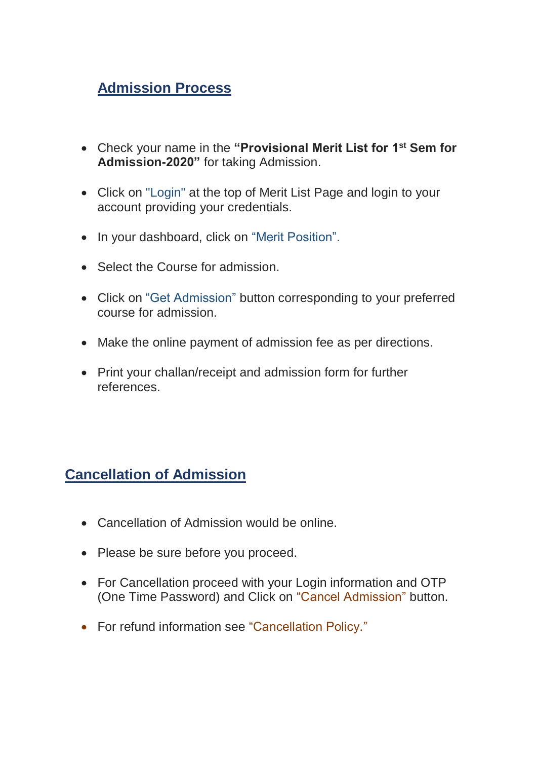## Admission Process

- Check your name in the **"Provisional Merit List for 1st Sem for Admission-2020"** for taking Admission.
- Click on "Login" at the top of Merit List Page and login to your account providing your credentials.
- In your dashboard, click on "Merit Position".
- Select the Course for admission.
- Click on "Get Admission" button corresponding to your preferred course for admission.
- Make the online payment of admission fee as per directions.
- Print your challan/receipt and admission form for further references.

## Cancellation of Admission

- Cancellation of Admission would be online.
- Please be sure before you proceed.
- For Cancellation proceed with your Login information and OTP (One Time Password) and Click on "Cancel Admission" button.
- For refund information see "Cancellation Policy."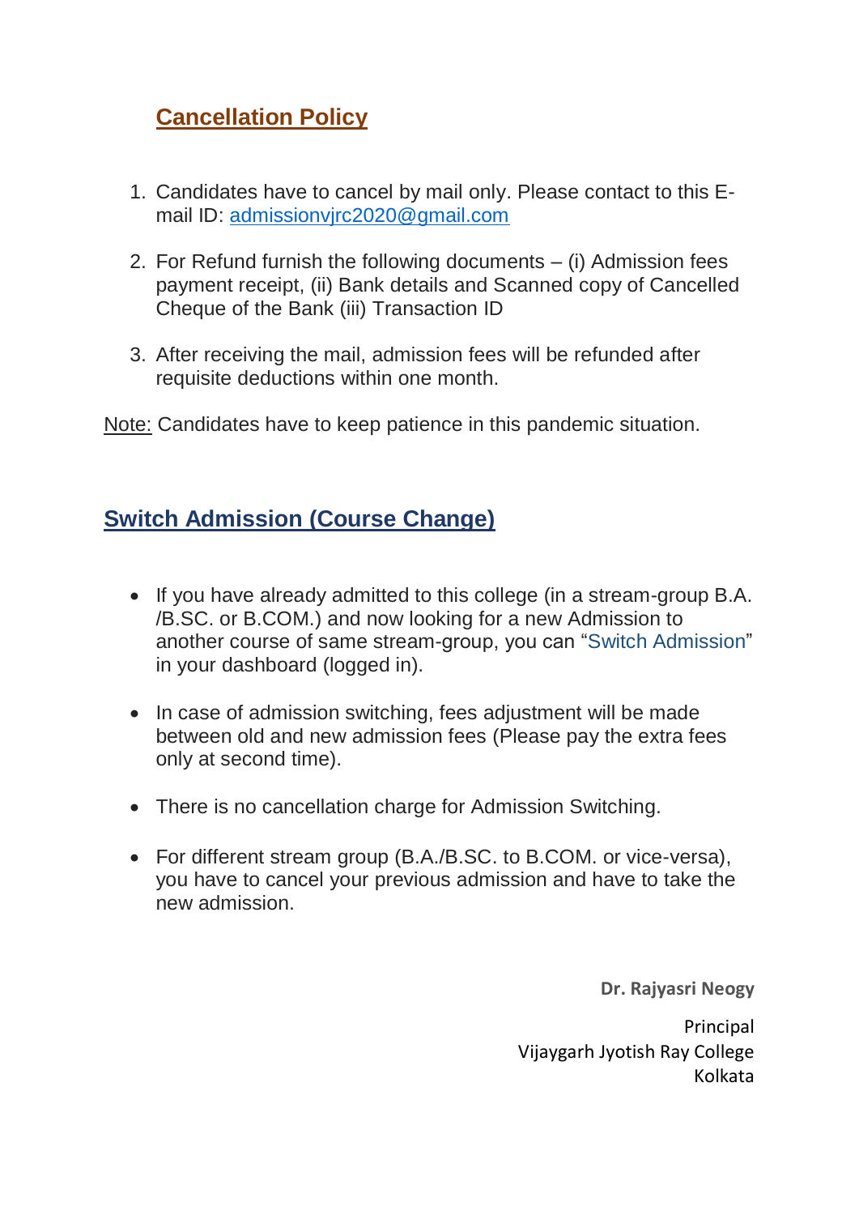## Cancellation Policy

1. Candidates have to cancel by mail only. Please contact to this E-mail ID: admissionvjrc2020@gmail.com

2. For Refund furnish the following documents – (i) Admission fees payment receipt, (ii) Bank details and Scanned copy of Cancelled Cheque of the Bank (iii) Transaction ID

3. After receiving the mail, admission fees will be refunded after requisite deductions within one month.

Note: Candidates have to keep patience in this pandemic situation.

## Switch Admission (Course Change)

- If you have already admitted to this college (in a stream-group B.A. /B.SC. or B.COM.) and now looking for a new Admission to another course of same stream-group, you can "Switch Admission" in your dashboard (logged in).

- In case of admission switching, fees adjustment will be made between old and new admission fees (Please pay the extra fees only at second time).

- There is no cancellation charge for Admission Switching.

- For different stream group (B.A./B.SC. to B.COM. or vice-versa), you have to cancel your previous admission and have to take the new admission.

**Dr. Rajyasri Neogy**

Principal
Vijaygarh Jyotish Ray College
Kolkata